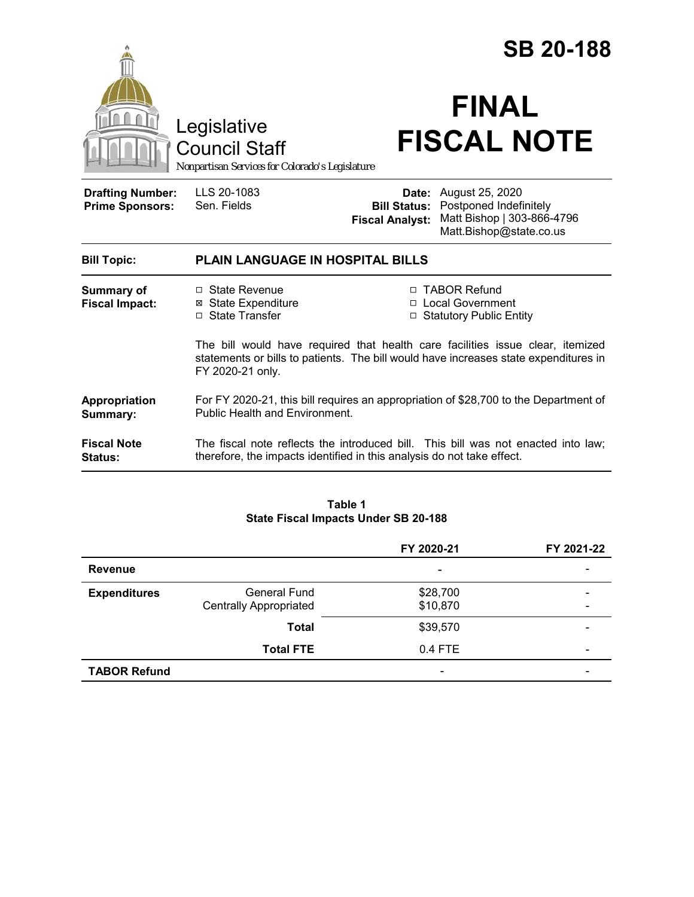# SB 20-188

Legislative Council Staff

*Nonpartisan Services for Colorado's Legislature*

# FINAL FISCAL NOTE

| | | | |
|---|---|---|---|
| **Drafting Number:** | LLS 20-1083 | **Date:** | August 25, 2020 |
| **Prime Sponsors:** | Sen. Fields | **Bill Status:** | Postponed Indefinitely |
| | | **Fiscal Analyst:** | Matt Bishop \| 303-866-4796 Matt.Bishop@state.co.us |

**Bill Topic:** **PLAIN LANGUAGE IN HOSPITAL BILLS**

**Summary of Fiscal Impact:**

- ☐ State Revenue
- ☒ State Expenditure
- ☐ State Transfer
- ☐ TABOR Refund
- ☐ Local Government
- ☐ Statutory Public Entity

The bill would have required that health care facilities issue clear, itemized statements or bills to patients. The bill would have increases state expenditures in FY 2020-21 only.

**Appropriation Summary:** For FY 2020-21, this bill requires an appropriation of $28,700 to the Department of Public Health and Environment.

**Fiscal Note Status:** The fiscal note reflects the introduced bill. This bill was not enacted into law; therefore, the impacts identified in this analysis do not take effect.

**Table 1**
**State Fiscal Impacts Under SB 20-188**

| | | FY 2020-21 | FY 2021-22 |
|---|---|---|---|
| **Revenue** | | - | - |
| **Expenditures** | General Fund | $28,700 | - |
| | Centrally Appropriated | $10,870 | - |
| | **Total** | $39,570 | - |
| | **Total FTE** | 0.4 FTE | - |
| **TABOR Refund** | | - | - |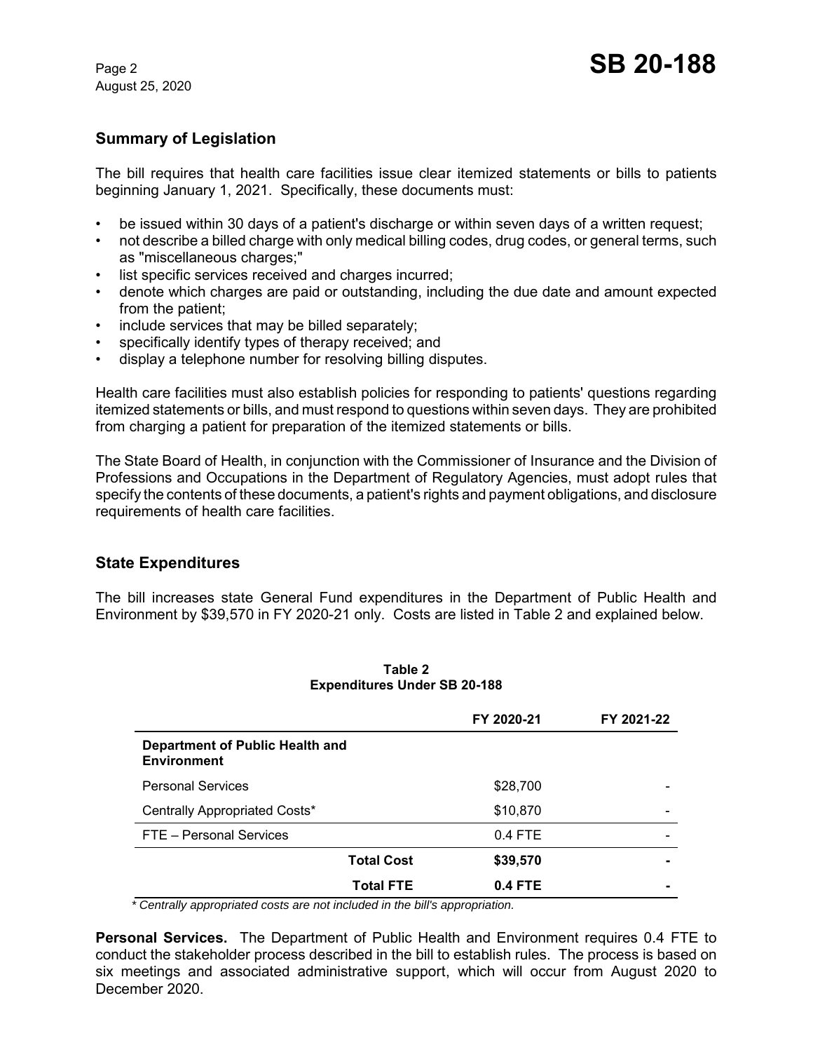## Summary of Legislation

The bill requires that health care facilities issue clear itemized statements or bills to patients beginning January 1, 2021. Specifically, these documents must:

- be issued within 30 days of a patient's discharge or within seven days of a written request;
- not describe a billed charge with only medical billing codes, drug codes, or general terms, such as "miscellaneous charges;"
- list specific services received and charges incurred;
- denote which charges are paid or outstanding, including the due date and amount expected from the patient;
- include services that may be billed separately;
- specifically identify types of therapy received; and
- display a telephone number for resolving billing disputes.

Health care facilities must also establish policies for responding to patients' questions regarding itemized statements or bills, and must respond to questions within seven days. They are prohibited from charging a patient for preparation of the itemized statements or bills.

The State Board of Health, in conjunction with the Commissioner of Insurance and the Division of Professions and Occupations in the Department of Regulatory Agencies, must adopt rules that specify the contents of these documents, a patient's rights and payment obligations, and disclosure requirements of health care facilities.

## State Expenditures

The bill increases state General Fund expenditures in the Department of Public Health and Environment by $39,570 in FY 2020-21 only. Costs are listed in Table 2 and explained below.

**Table 2**
**Expenditures Under SB 20-188**

| | FY 2020-21 | FY 2021-22 |
|---|---|---|
| **Department of Public Health and Environment** | | |
| Personal Services | $28,700 | - |
| Centrally Appropriated Costs* | $10,870 | - |
| FTE – Personal Services | 0.4 FTE | - |
| **Total Cost** | **$39,570** | **-** |
| **Total FTE** | **0.4 FTE** | **-** |

*\* Centrally appropriated costs are not included in the bill's appropriation.*

**Personal Services.** The Department of Public Health and Environment requires 0.4 FTE to conduct the stakeholder process described in the bill to establish rules. The process is based on six meetings and associated administrative support, which will occur from August 2020 to December 2020.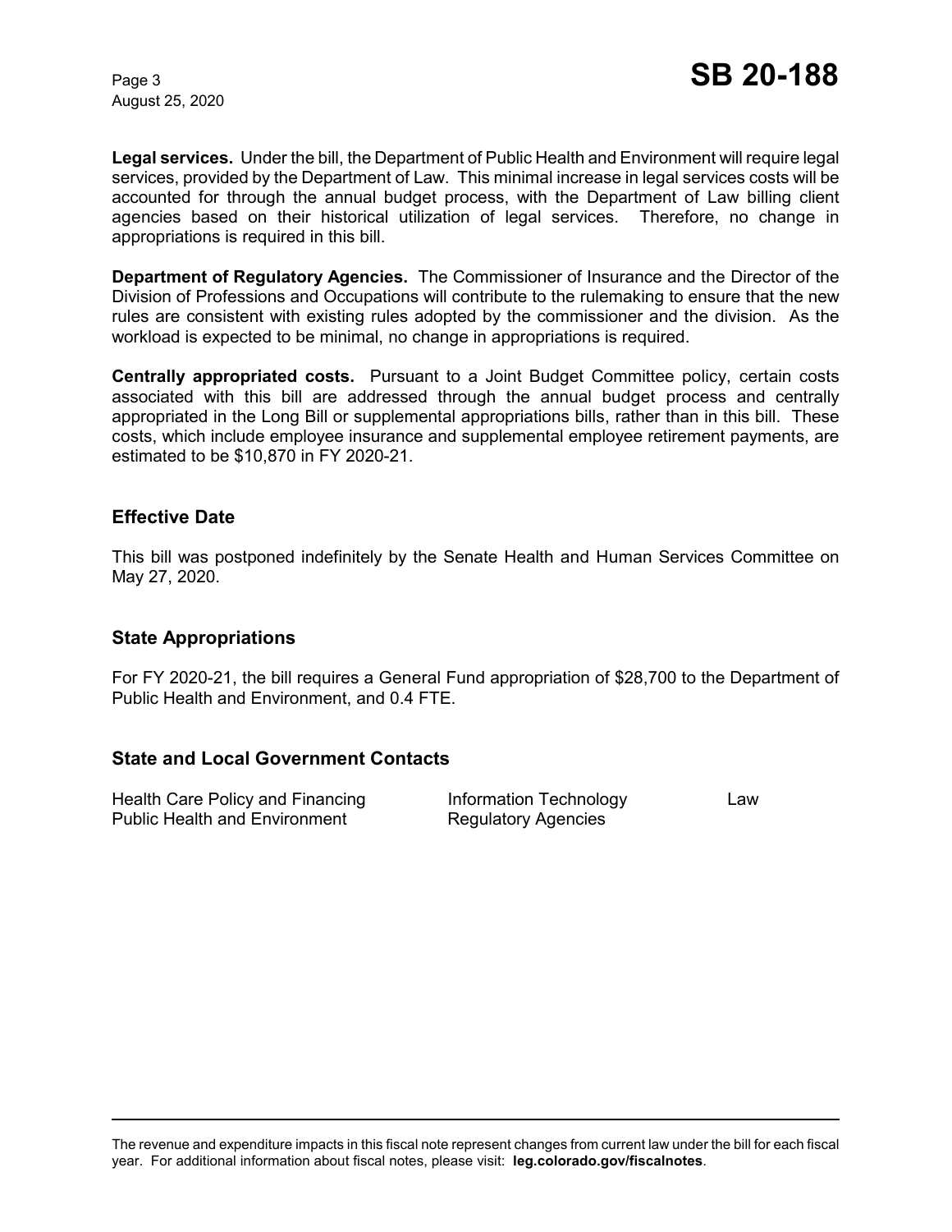**Legal services.** Under the bill, the Department of Public Health and Environment will require legal services, provided by the Department of Law. This minimal increase in legal services costs will be accounted for through the annual budget process, with the Department of Law billing client agencies based on their historical utilization of legal services. Therefore, no change in appropriations is required in this bill.

**Department of Regulatory Agencies.** The Commissioner of Insurance and the Director of the Division of Professions and Occupations will contribute to the rulemaking to ensure that the new rules are consistent with existing rules adopted by the commissioner and the division. As the workload is expected to be minimal, no change in appropriations is required.

**Centrally appropriated costs.** Pursuant to a Joint Budget Committee policy, certain costs associated with this bill are addressed through the annual budget process and centrally appropriated in the Long Bill or supplemental appropriations bills, rather than in this bill. These costs, which include employee insurance and supplemental employee retirement payments, are estimated to be $10,870 in FY 2020-21.

## Effective Date

This bill was postponed indefinitely by the Senate Health and Human Services Committee on May 27, 2020.

## State Appropriations

For FY 2020-21, the bill requires a General Fund appropriation of $28,700 to the Department of Public Health and Environment, and 0.4 FTE.

## State and Local Government Contacts

| | | |
|---|---|---|
| Health Care Policy and Financing | Information Technology | Law |
| Public Health and Environment | Regulatory Agencies | |

The revenue and expenditure impacts in this fiscal note represent changes from current law under the bill for each fiscal year. For additional information about fiscal notes, please visit: **leg.colorado.gov/fiscalnotes**.